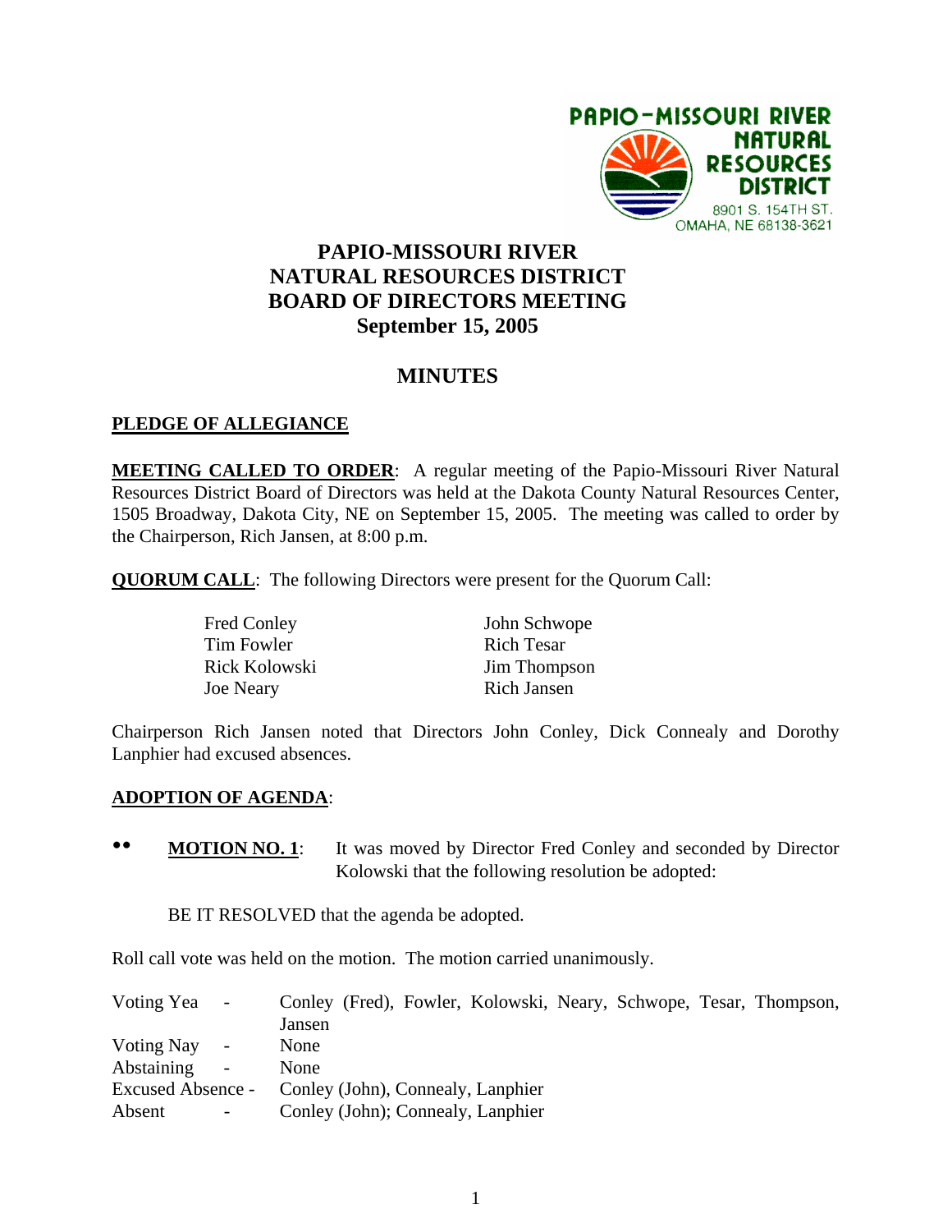PAPIO-MISSOURI RIVER
NATURAL RESOURCES DISTRICT
8901 S. 154TH ST.
OMAHA, NE 68138-3621

# PAPIO-MISSOURI RIVER NATURAL RESOURCES DISTRICT BOARD OF DIRECTORS MEETING September 15, 2005

## MINUTES

**PLEDGE OF ALLEGIANCE**

**MEETING CALLED TO ORDER**: A regular meeting of the Papio-Missouri River Natural Resources District Board of Directors was held at the Dakota County Natural Resources Center, 1505 Broadway, Dakota City, NE on September 15, 2005. The meeting was called to order by the Chairperson, Rich Jansen, at 8:00 p.m.

**QUORUM CALL**: The following Directors were present for the Quorum Call:

| | |
|---|---|
| Fred Conley | John Schwope |
| Tim Fowler | Rich Tesar |
| Rick Kolowski | Jim Thompson |
| Joe Neary | Rich Jansen |

Chairperson Rich Jansen noted that Directors John Conley, Dick Connealy and Dorothy Lanphier had excused absences.

**ADOPTION OF AGENDA**:

•• **MOTION NO. 1**: It was moved by Director Fred Conley and seconded by Director Kolowski that the following resolution be adopted:

BE IT RESOLVED that the agenda be adopted.

Roll call vote was held on the motion. The motion carried unanimously.

| | |
|---|---|
| Voting Yea - | Conley (Fred), Fowler, Kolowski, Neary, Schwope, Tesar, Thompson, Jansen |
| Voting Nay - | None |
| Abstaining - | None |
| Excused Absence - | Conley (John), Connealy, Lanphier |
| Absent - | Conley (John); Connealy, Lanphier |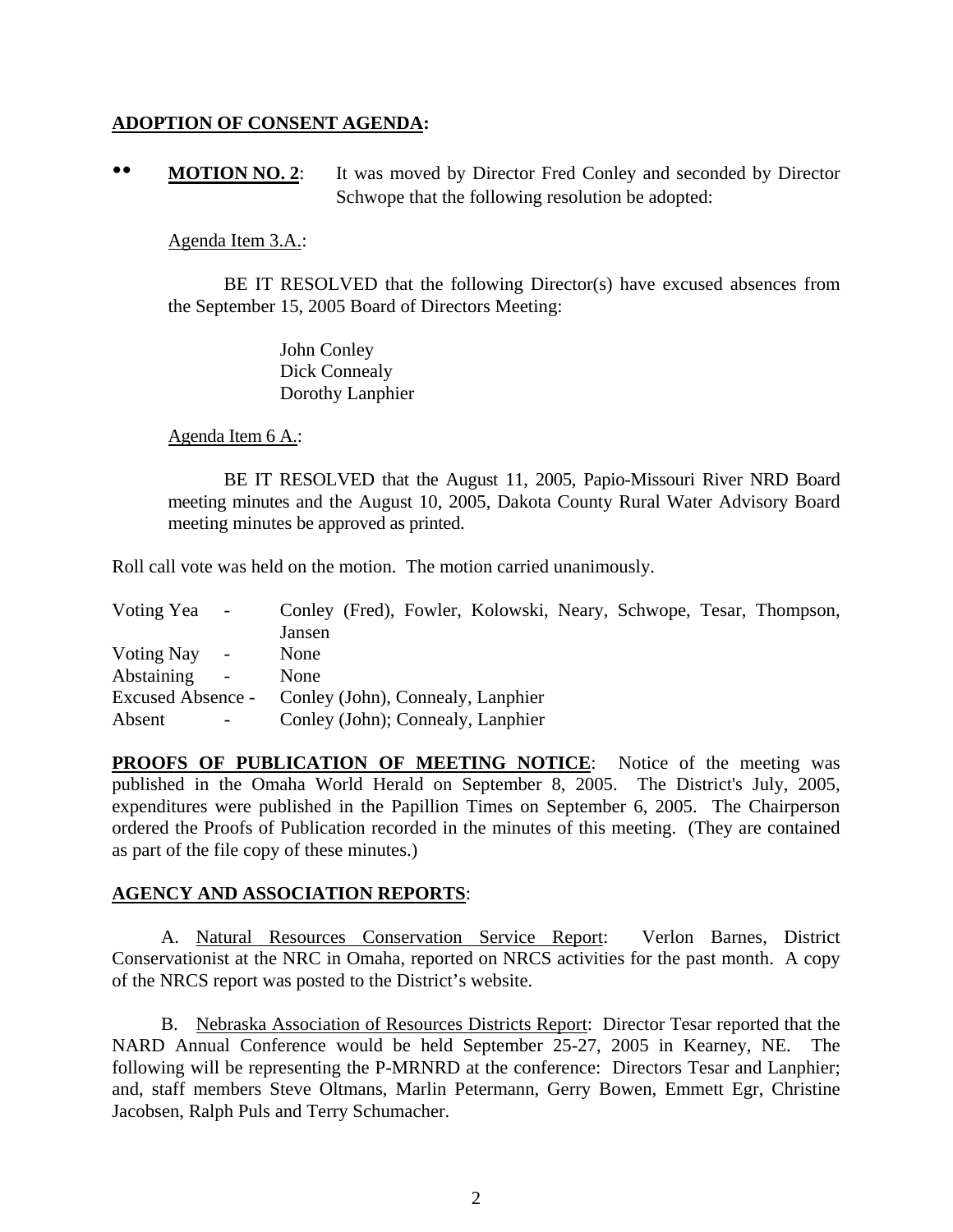**ADOPTION OF CONSENT AGENDA:**

•• **MOTION NO. 2**: It was moved by Director Fred Conley and seconded by Director Schwope that the following resolution be adopted:

Agenda Item 3.A.:

BE IT RESOLVED that the following Director(s) have excused absences from the September 15, 2005 Board of Directors Meeting:

John Conley
Dick Connealy
Dorothy Lanphier

Agenda Item 6 A.:

BE IT RESOLVED that the August 11, 2005, Papio-Missouri River NRD Board meeting minutes and the August 10, 2005, Dakota County Rural Water Advisory Board meeting minutes be approved as printed.

Roll call vote was held on the motion. The motion carried unanimously.

| | |
|---|---|
| Voting Yea - | Conley (Fred), Fowler, Kolowski, Neary, Schwope, Tesar, Thompson, Jansen |
| Voting Nay - | None |
| Abstaining - | None |
| Excused Absence - | Conley (John), Connealy, Lanphier |
| Absent - | Conley (John); Connealy, Lanphier |

**PROOFS OF PUBLICATION OF MEETING NOTICE**: Notice of the meeting was published in the Omaha World Herald on September 8, 2005. The District's July, 2005, expenditures were published in the Papillion Times on September 6, 2005. The Chairperson ordered the Proofs of Publication recorded in the minutes of this meeting. (They are contained as part of the file copy of these minutes.)

**AGENCY AND ASSOCIATION REPORTS**:

A. Natural Resources Conservation Service Report: Verlon Barnes, District Conservationist at the NRC in Omaha, reported on NRCS activities for the past month. A copy of the NRCS report was posted to the District's website.

B. Nebraska Association of Resources Districts Report: Director Tesar reported that the NARD Annual Conference would be held September 25-27, 2005 in Kearney, NE. The following will be representing the P-MRNRD at the conference: Directors Tesar and Lanphier; and, staff members Steve Oltmans, Marlin Petermann, Gerry Bowen, Emmett Egr, Christine Jacobsen, Ralph Puls and Terry Schumacher.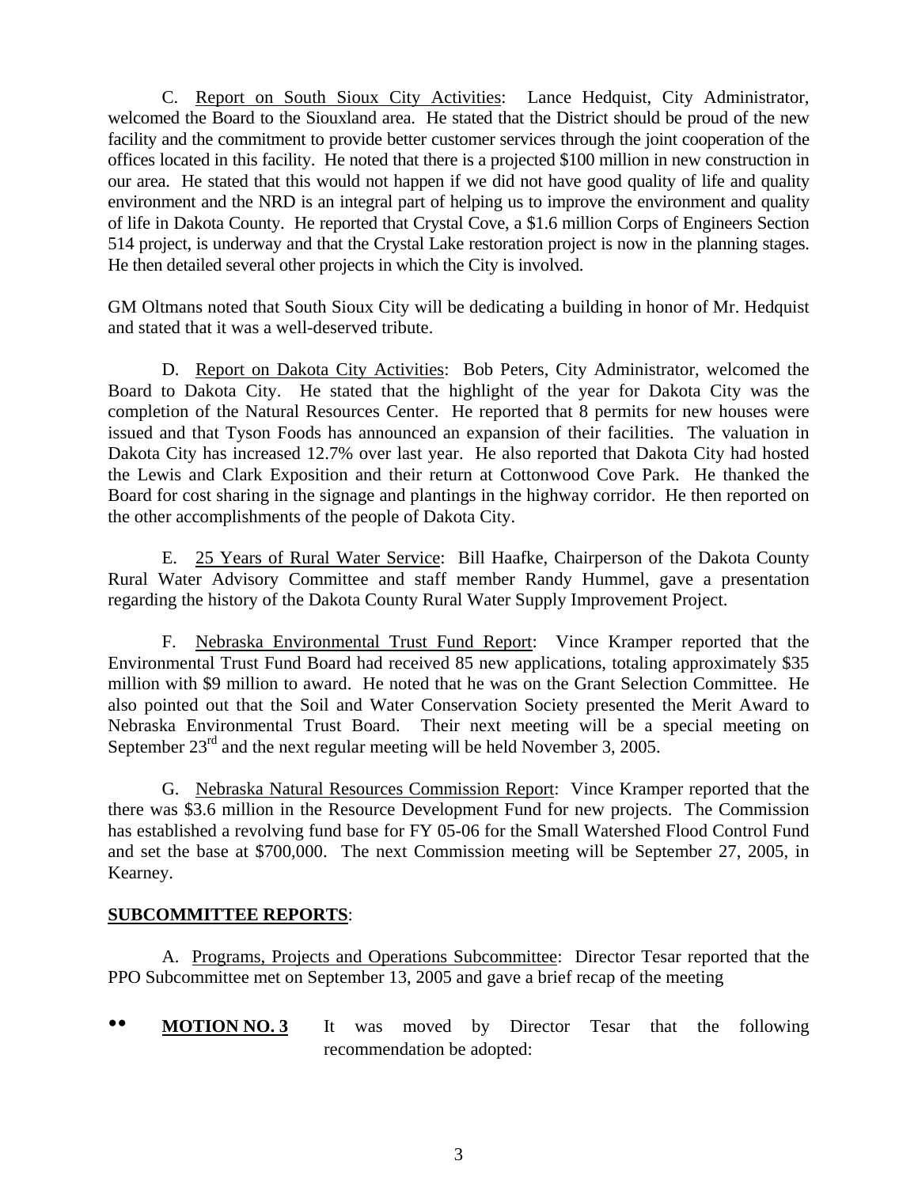C. Report on South Sioux City Activities: Lance Hedquist, City Administrator, welcomed the Board to the Siouxland area. He stated that the District should be proud of the new facility and the commitment to provide better customer services through the joint cooperation of the offices located in this facility. He noted that there is a projected \$100 million in new construction in our area. He stated that this would not happen if we did not have good quality of life and quality environment and the NRD is an integral part of helping us to improve the environment and quality of life in Dakota County. He reported that Crystal Cove, a \$1.6 million Corps of Engineers Section 514 project, is underway and that the Crystal Lake restoration project is now in the planning stages. He then detailed several other projects in which the City is involved.

GM Oltmans noted that South Sioux City will be dedicating a building in honor of Mr. Hedquist and stated that it was a well-deserved tribute.

D. Report on Dakota City Activities: Bob Peters, City Administrator, welcomed the Board to Dakota City. He stated that the highlight of the year for Dakota City was the completion of the Natural Resources Center. He reported that 8 permits for new houses were issued and that Tyson Foods has announced an expansion of their facilities. The valuation in Dakota City has increased 12.7% over last year. He also reported that Dakota City had hosted the Lewis and Clark Exposition and their return at Cottonwood Cove Park. He thanked the Board for cost sharing in the signage and plantings in the highway corridor. He then reported on the other accomplishments of the people of Dakota City.

E. 25 Years of Rural Water Service: Bill Haafke, Chairperson of the Dakota County Rural Water Advisory Committee and staff member Randy Hummel, gave a presentation regarding the history of the Dakota County Rural Water Supply Improvement Project.

F. Nebraska Environmental Trust Fund Report: Vince Kramper reported that the Environmental Trust Fund Board had received 85 new applications, totaling approximately \$35 million with \$9 million to award. He noted that he was on the Grant Selection Committee. He also pointed out that the Soil and Water Conservation Society presented the Merit Award to Nebraska Environmental Trust Board. Their next meeting will be a special meeting on September 23rd and the next regular meeting will be held November 3, 2005.

G. Nebraska Natural Resources Commission Report: Vince Kramper reported that the there was \$3.6 million in the Resource Development Fund for new projects. The Commission has established a revolving fund base for FY 05-06 for the Small Watershed Flood Control Fund and set the base at \$700,000. The next Commission meeting will be September 27, 2005, in Kearney.

**SUBCOMMITTEE REPORTS**:

A. Programs, Projects and Operations Subcommittee: Director Tesar reported that the PPO Subcommittee met on September 13, 2005 and gave a brief recap of the meeting

•• **MOTION NO. 3** It was moved by Director Tesar that the following recommendation be adopted: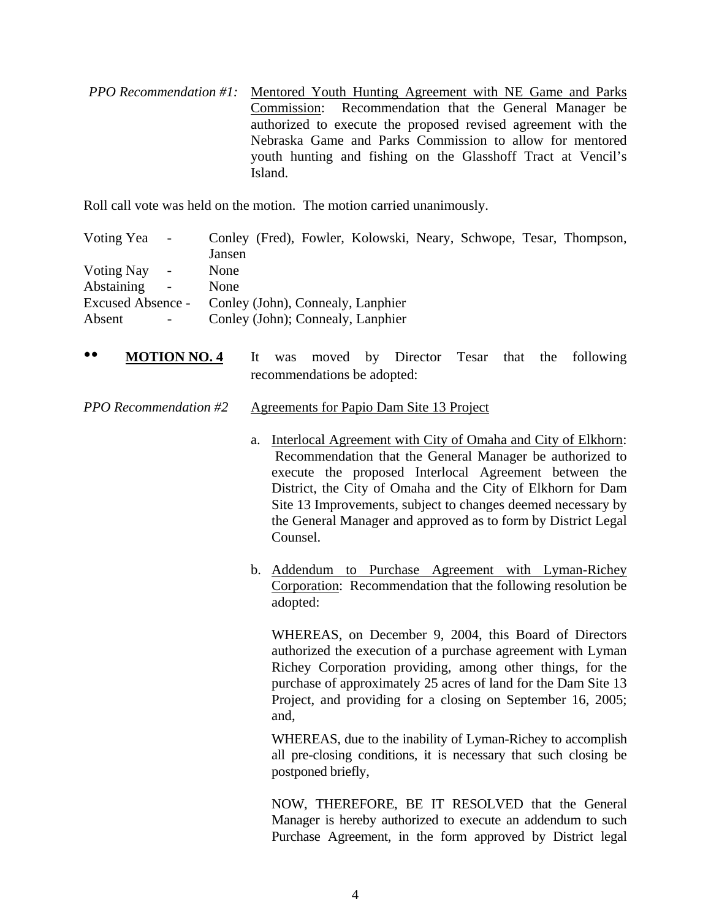*PPO Recommendation #1:* Mentored Youth Hunting Agreement with NE Game and Parks Commission: Recommendation that the General Manager be authorized to execute the proposed revised agreement with the Nebraska Game and Parks Commission to allow for mentored youth hunting and fishing on the Glasshoff Tract at Vencil's Island.

Roll call vote was held on the motion. The motion carried unanimously.

| | | |
|---|---|---|
| Voting Yea | - | Conley (Fred), Fowler, Kolowski, Neary, Schwope, Tesar, Thompson, Jansen |
| Voting Nay | - | None |
| Abstaining | - | None |
| Excused Absence | - | Conley (John), Connealy, Lanphier |
| Absent | - | Conley (John); Connealy, Lanphier |

•• **MOTION NO. 4** It was moved by Director Tesar that the following recommendations be adopted:

*PPO Recommendation #2* Agreements for Papio Dam Site 13 Project

a. Interlocal Agreement with City of Omaha and City of Elkhorn: Recommendation that the General Manager be authorized to execute the proposed Interlocal Agreement between the District, the City of Omaha and the City of Elkhorn for Dam Site 13 Improvements, subject to changes deemed necessary by the General Manager and approved as to form by District Legal Counsel.

b. Addendum to Purchase Agreement with Lyman-Richey Corporation: Recommendation that the following resolution be adopted:

WHEREAS, on December 9, 2004, this Board of Directors authorized the execution of a purchase agreement with Lyman Richey Corporation providing, among other things, for the purchase of approximately 25 acres of land for the Dam Site 13 Project, and providing for a closing on September 16, 2005; and,

WHEREAS, due to the inability of Lyman-Richey to accomplish all pre-closing conditions, it is necessary that such closing be postponed briefly,

NOW, THEREFORE, BE IT RESOLVED that the General Manager is hereby authorized to execute an addendum to such Purchase Agreement, in the form approved by District legal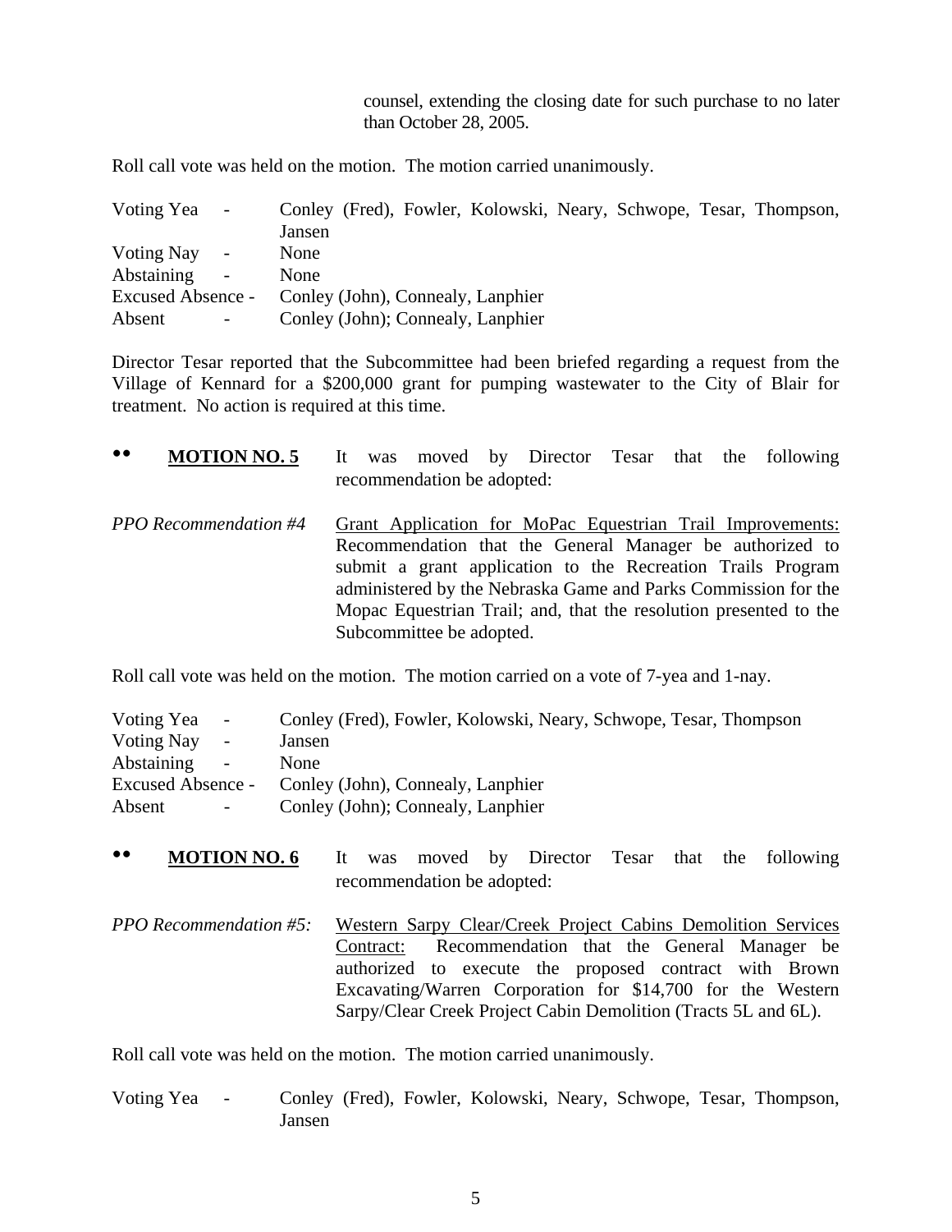counsel, extending the closing date for such purchase to no later than October 28, 2005.

Roll call vote was held on the motion. The motion carried unanimously.

| | |
|---|---|
| Voting Yea - | Conley (Fred), Fowler, Kolowski, Neary, Schwope, Tesar, Thompson, Jansen |
| Voting Nay - | None |
| Abstaining - | None |
| Excused Absence - | Conley (John), Connealy, Lanphier |
| Absent - | Conley (John); Connealy, Lanphier |

Director Tesar reported that the Subcommittee had been briefed regarding a request from the Village of Kennard for a $200,000 grant for pumping wastewater to the City of Blair for treatment. No action is required at this time.

•• **MOTION NO. 5** It was moved by Director Tesar that the following recommendation be adopted:

*PPO Recommendation #4* Grant Application for MoPac Equestrian Trail Improvements: Recommendation that the General Manager be authorized to submit a grant application to the Recreation Trails Program administered by the Nebraska Game and Parks Commission for the Mopac Equestrian Trail; and, that the resolution presented to the Subcommittee be adopted.

Roll call vote was held on the motion. The motion carried on a vote of 7-yea and 1-nay.

| | |
|---|---|
| Voting Yea - | Conley (Fred), Fowler, Kolowski, Neary, Schwope, Tesar, Thompson |
| Voting Nay - | Jansen |
| Abstaining - | None |
| Excused Absence - | Conley (John), Connealy, Lanphier |
| Absent - | Conley (John); Connealy, Lanphier |

•• **MOTION NO. 6** It was moved by Director Tesar that the following recommendation be adopted:

*PPO Recommendation #5:* Western Sarpy Clear/Creek Project Cabins Demolition Services Contract: Recommendation that the General Manager be authorized to execute the proposed contract with Brown Excavating/Warren Corporation for $14,700 for the Western Sarpy/Clear Creek Project Cabin Demolition (Tracts 5L and 6L).

Roll call vote was held on the motion. The motion carried unanimously.

| | |
|---|---|
| Voting Yea - | Conley (Fred), Fowler, Kolowski, Neary, Schwope, Tesar, Thompson, Jansen |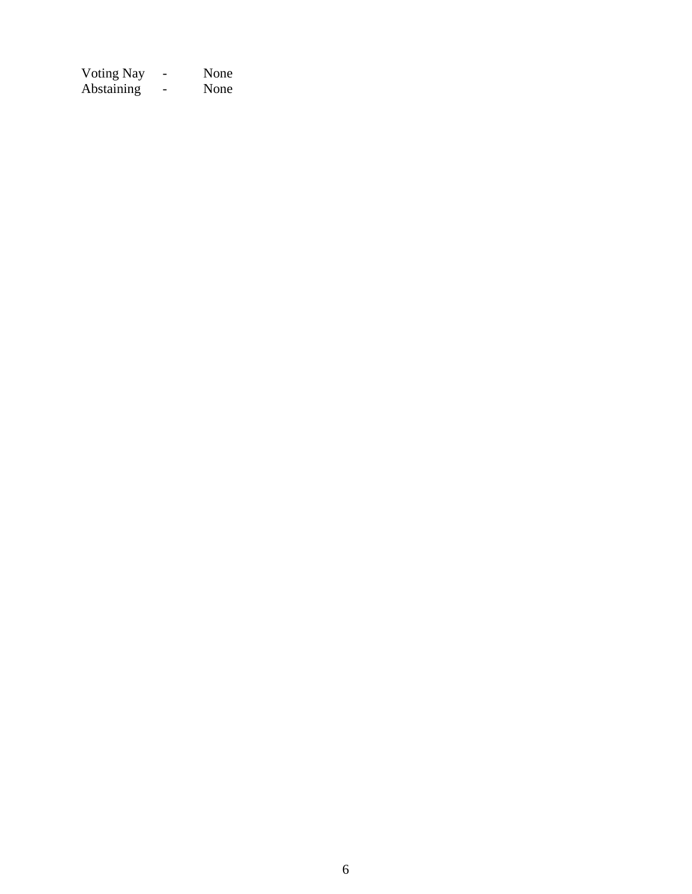Voting Nay - None
Abstaining - None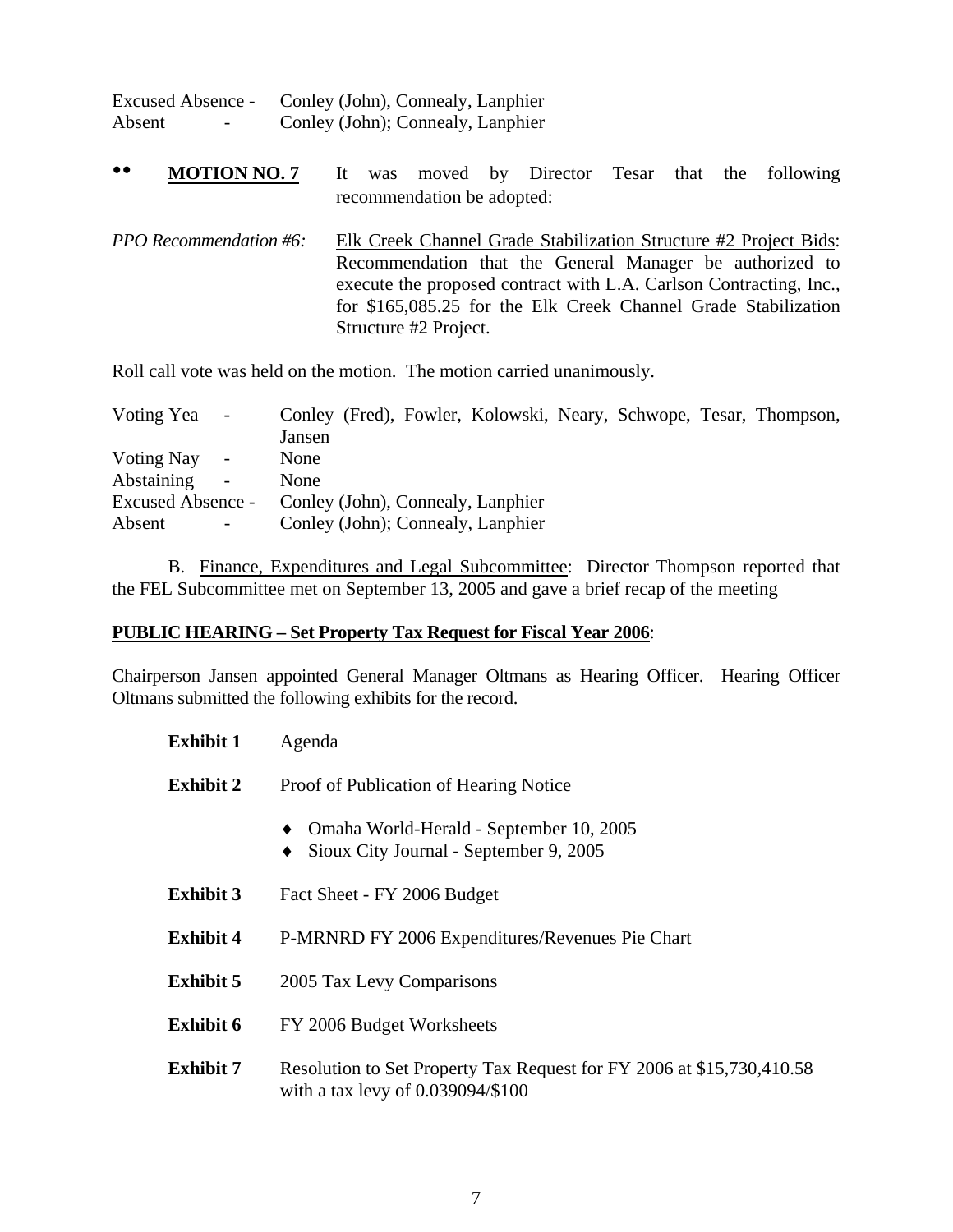Excused Absence - Conley (John), Connealy, Lanphier
Absent - Conley (John); Connealy, Lanphier

•• **MOTION NO. 7** It was moved by Director Tesar that the following recommendation be adopted:

*PPO Recommendation #6:* Elk Creek Channel Grade Stabilization Structure #2 Project Bids: Recommendation that the General Manager be authorized to execute the proposed contract with L.A. Carlson Contracting, Inc., for $165,085.25 for the Elk Creek Channel Grade Stabilization Structure #2 Project.

Roll call vote was held on the motion. The motion carried unanimously.

Voting Yea - Conley (Fred), Fowler, Kolowski, Neary, Schwope, Tesar, Thompson, Jansen
Voting Nay - None
Abstaining - None
Excused Absence - Conley (John), Connealy, Lanphier
Absent - Conley (John); Connealy, Lanphier

B. Finance, Expenditures and Legal Subcommittee: Director Thompson reported that the FEL Subcommittee met on September 13, 2005 and gave a brief recap of the meeting

**PUBLIC HEARING – Set Property Tax Request for Fiscal Year 2006**:

Chairperson Jansen appointed General Manager Oltmans as Hearing Officer. Hearing Officer Oltmans submitted the following exhibits for the record.

**Exhibit 1** Agenda

**Exhibit 2** Proof of Publication of Hearing Notice

- Omaha World-Herald - September 10, 2005
- Sioux City Journal - September 9, 2005

**Exhibit 3** Fact Sheet - FY 2006 Budget

**Exhibit 4** P-MRNRD FY 2006 Expenditures/Revenues Pie Chart

**Exhibit 5** 2005 Tax Levy Comparisons

**Exhibit 6** FY 2006 Budget Worksheets

**Exhibit 7** Resolution to Set Property Tax Request for FY 2006 at $15,730,410.58 with a tax levy of 0.039094/$100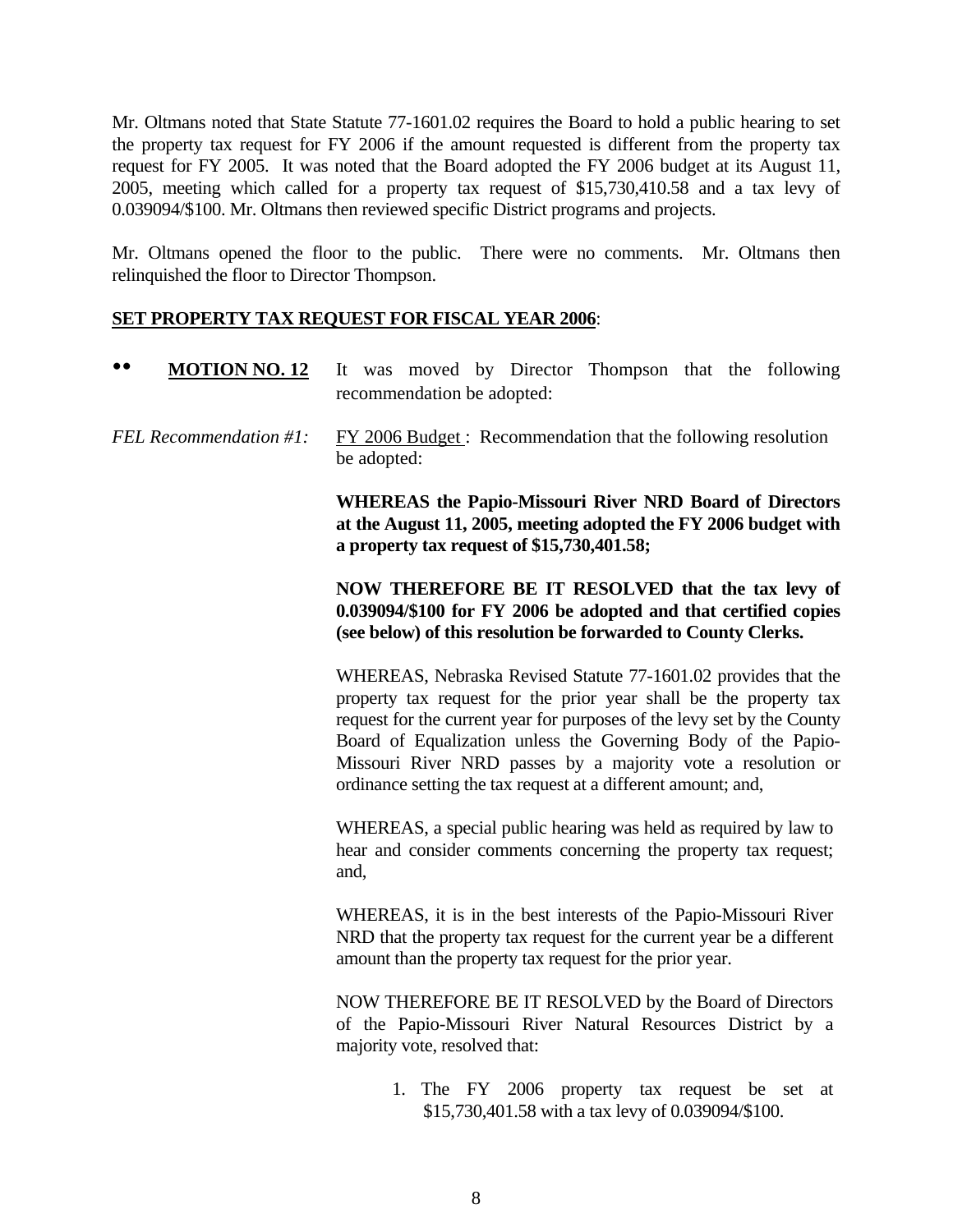Mr. Oltmans noted that State Statute 77-1601.02 requires the Board to hold a public hearing to set the property tax request for FY 2006 if the amount requested is different from the property tax request for FY 2005. It was noted that the Board adopted the FY 2006 budget at its August 11, 2005, meeting which called for a property tax request of $15,730,410.58 and a tax levy of 0.039094/$100. Mr. Oltmans then reviewed specific District programs and projects.

Mr. Oltmans opened the floor to the public. There were no comments. Mr. Oltmans then relinquished the floor to Director Thompson.

**SET PROPERTY TAX REQUEST FOR FISCAL YEAR 2006**:

•• **MOTION NO. 12** It was moved by Director Thompson that the following recommendation be adopted:

*FEL Recommendation #1:* FY 2006 Budget : Recommendation that the following resolution be adopted:

**WHEREAS the Papio-Missouri River NRD Board of Directors at the August 11, 2005, meeting adopted the FY 2006 budget with a property tax request of $15,730,401.58;**

**NOW THEREFORE BE IT RESOLVED that the tax levy of 0.039094/$100 for FY 2006 be adopted and that certified copies (see below) of this resolution be forwarded to County Clerks.**

WHEREAS, Nebraska Revised Statute 77-1601.02 provides that the property tax request for the prior year shall be the property tax request for the current year for purposes of the levy set by the County Board of Equalization unless the Governing Body of the Papio-Missouri River NRD passes by a majority vote a resolution or ordinance setting the tax request at a different amount; and,

WHEREAS, a special public hearing was held as required by law to hear and consider comments concerning the property tax request; and,

WHEREAS, it is in the best interests of the Papio-Missouri River NRD that the property tax request for the current year be a different amount than the property tax request for the prior year.

NOW THEREFORE BE IT RESOLVED by the Board of Directors of the Papio-Missouri River Natural Resources District by a majority vote, resolved that:

1. The FY 2006 property tax request be set at $15,730,401.58 with a tax levy of 0.039094/$100.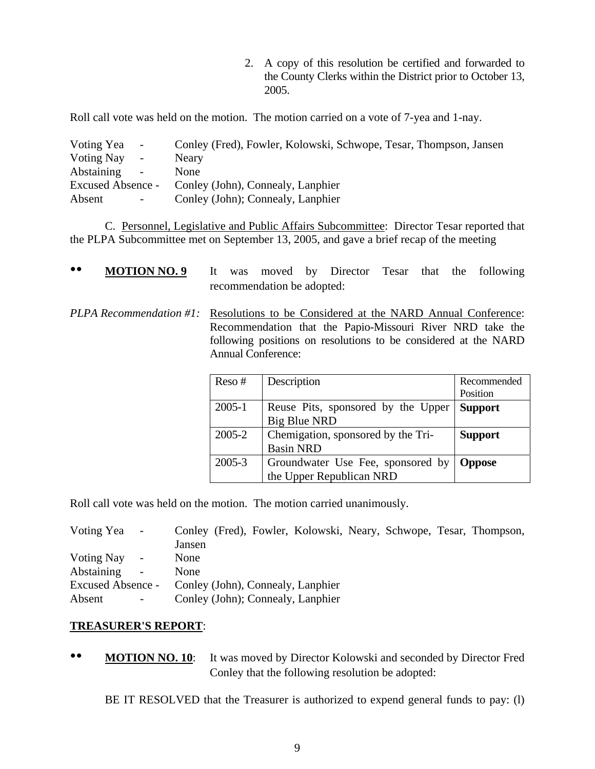2. A copy of this resolution be certified and forwarded to the County Clerks within the District prior to October 13, 2005.

Roll call vote was held on the motion. The motion carried on a vote of 7-yea and 1-nay.

Voting Yea - Conley (Fred), Fowler, Kolowski, Schwope, Tesar, Thompson, Jansen
Voting Nay - Neary
Abstaining - None
Excused Absence - Conley (John), Connealy, Lanphier
Absent - Conley (John); Connealy, Lanphier

C. Personnel, Legislative and Public Affairs Subcommittee: Director Tesar reported that the PLPA Subcommittee met on September 13, 2005, and gave a brief recap of the meeting

•• **MOTION NO. 9** It was moved by Director Tesar that the following recommendation be adopted:

*PLPA Recommendation #1:* Resolutions to be Considered at the NARD Annual Conference: Recommendation that the Papio-Missouri River NRD take the following positions on resolutions to be considered at the NARD Annual Conference:

| Reso # | Description | Recommended Position |
|---|---|---|
| 2005-1 | Reuse Pits, sponsored by the Upper Big Blue NRD | **Support** |
| 2005-2 | Chemigation, sponsored by the Tri-Basin NRD | **Support** |
| 2005-3 | Groundwater Use Fee, sponsored by the Upper Republican NRD | **Oppose** |

Roll call vote was held on the motion. The motion carried unanimously.

Voting Yea - Conley (Fred), Fowler, Kolowski, Neary, Schwope, Tesar, Thompson, Jansen
Voting Nay - None
Abstaining - None
Excused Absence - Conley (John), Connealy, Lanphier
Absent - Conley (John); Connealy, Lanphier

**TREASURER'S REPORT**:

•• **MOTION NO. 10**: It was moved by Director Kolowski and seconded by Director Fred Conley that the following resolution be adopted:

BE IT RESOLVED that the Treasurer is authorized to expend general funds to pay: (l)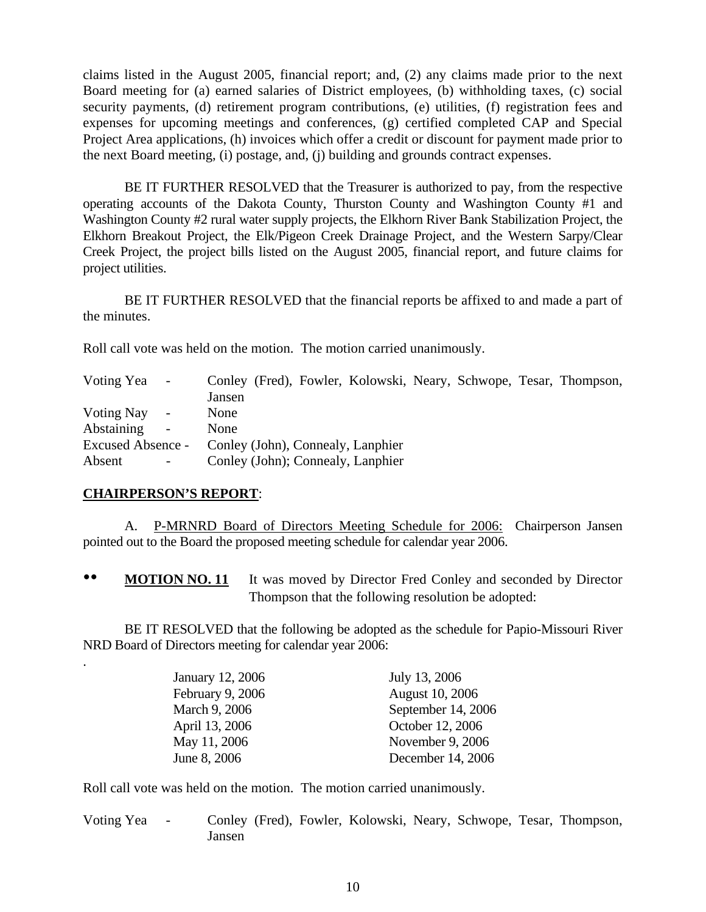claims listed in the August 2005, financial report; and, (2) any claims made prior to the next Board meeting for (a) earned salaries of District employees, (b) withholding taxes, (c) social security payments, (d) retirement program contributions, (e) utilities, (f) registration fees and expenses for upcoming meetings and conferences, (g) certified completed CAP and Special Project Area applications, (h) invoices which offer a credit or discount for payment made prior to the next Board meeting, (i) postage, and, (j) building and grounds contract expenses.

BE IT FURTHER RESOLVED that the Treasurer is authorized to pay, from the respective operating accounts of the Dakota County, Thurston County and Washington County #1 and Washington County #2 rural water supply projects, the Elkhorn River Bank Stabilization Project, the Elkhorn Breakout Project, the Elk/Pigeon Creek Drainage Project, and the Western Sarpy/Clear Creek Project, the project bills listed on the August 2005, financial report, and future claims for project utilities.

BE IT FURTHER RESOLVED that the financial reports be affixed to and made a part of the minutes.

Roll call vote was held on the motion. The motion carried unanimously.

| | |
|---|---|
| Voting Yea - | Conley (Fred), Fowler, Kolowski, Neary, Schwope, Tesar, Thompson, Jansen |
| Voting Nay - | None |
| Abstaining - | None |
| Excused Absence - | Conley (John), Connealy, Lanphier |
| Absent - | Conley (John); Connealy, Lanphier |

**CHAIRPERSON'S REPORT**:

A. P-MRNRD Board of Directors Meeting Schedule for 2006: Chairperson Jansen pointed out to the Board the proposed meeting schedule for calendar year 2006.

•• **MOTION NO. 11** It was moved by Director Fred Conley and seconded by Director Thompson that the following resolution be adopted:

BE IT RESOLVED that the following be adopted as the schedule for Papio-Missouri River NRD Board of Directors meeting for calendar year 2006:

.

| | |
|---|---|
| January 12, 2006 | July 13, 2006 |
| February 9, 2006 | August 10, 2006 |
| March 9, 2006 | September 14, 2006 |
| April 13, 2006 | October 12, 2006 |
| May 11, 2006 | November 9, 2006 |
| June 8, 2006 | December 14, 2006 |

Roll call vote was held on the motion. The motion carried unanimously.

| | |
|---|---|
| Voting Yea - | Conley (Fred), Fowler, Kolowski, Neary, Schwope, Tesar, Thompson, Jansen |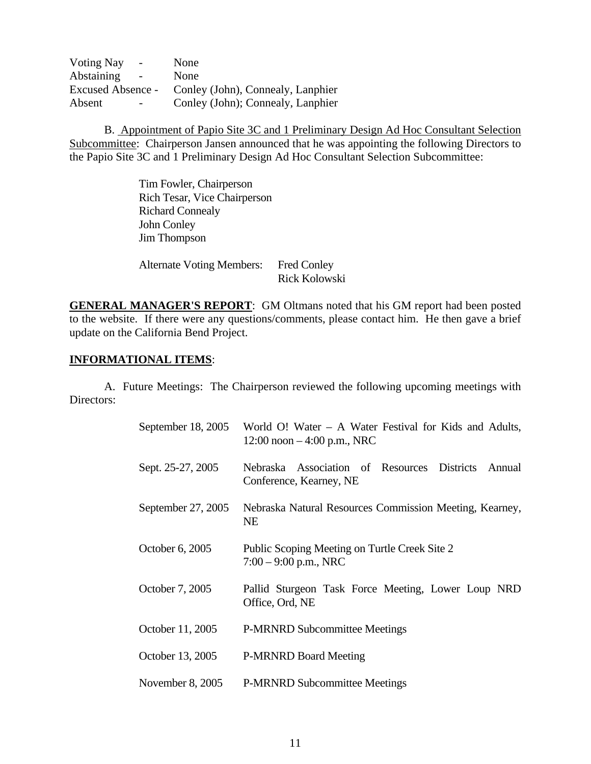| | |
|---|---|
| Voting Nay - | None |
| Abstaining - | None |
| Excused Absence - | Conley (John), Connealy, Lanphier |
| Absent - | Conley (John); Connealy, Lanphier |

B. <u>Appointment of Papio Site 3C and 1 Preliminary Design Ad Hoc Consultant Selection Subcommittee</u>: Chairperson Jansen announced that he was appointing the following Directors to the Papio Site 3C and 1 Preliminary Design Ad Hoc Consultant Selection Subcommittee:

Tim Fowler, Chairperson
Rich Tesar, Vice Chairperson
Richard Connealy
John Conley
Jim Thompson

Alternate Voting Members: Fred Conley
Rick Kolowski

**<u>GENERAL MANAGER'S REPORT</u>**: GM Oltmans noted that his GM report had been posted to the website. If there were any questions/comments, please contact him. He then gave a brief update on the California Bend Project.

**<u>INFORMATIONAL ITEMS</u>**:

A. Future Meetings: The Chairperson reviewed the following upcoming meetings with Directors:

| | |
|---|---|
| September 18, 2005 | World O! Water – A Water Festival for Kids and Adults, 12:00 noon – 4:00 p.m., NRC |
| Sept. 25-27, 2005 | Nebraska Association of Resources Districts Annual Conference, Kearney, NE |
| September 27, 2005 | Nebraska Natural Resources Commission Meeting, Kearney, NE |
| October 6, 2005 | Public Scoping Meeting on Turtle Creek Site 2 7:00 – 9:00 p.m., NRC |
| October 7, 2005 | Pallid Sturgeon Task Force Meeting, Lower Loup NRD Office, Ord, NE |
| October 11, 2005 | P-MRNRD Subcommittee Meetings |
| October 13, 2005 | P-MRNRD Board Meeting |
| November 8, 2005 | P-MRNRD Subcommittee Meetings |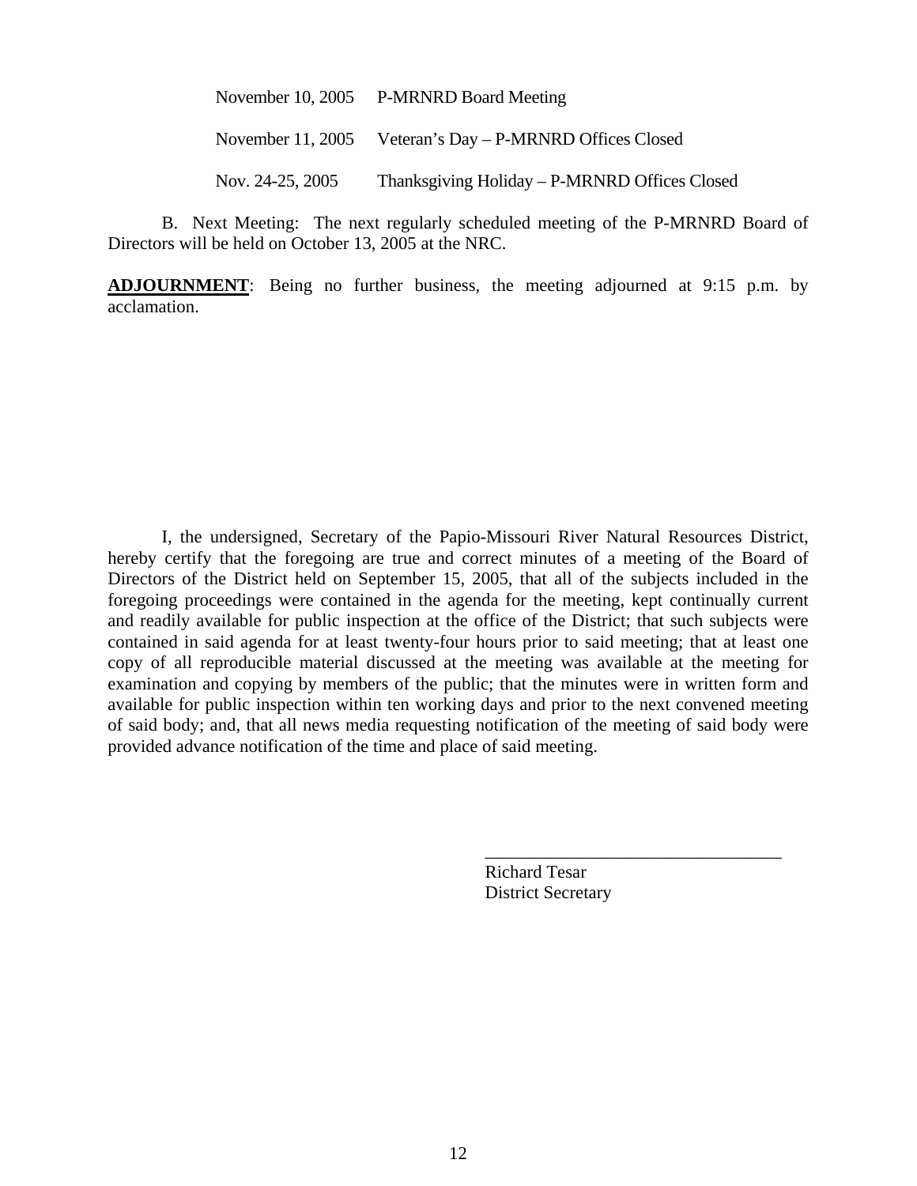| | |
|---|---|
| November 10, 2005 | P-MRNRD Board Meeting |
| November 11, 2005 | Veteran's Day – P-MRNRD Offices Closed |
| Nov. 24-25, 2005 | Thanksgiving Holiday – P-MRNRD Offices Closed |

B. Next Meeting: The next regularly scheduled meeting of the P-MRNRD Board of Directors will be held on October 13, 2005 at the NRC.

**ADJOURNMENT**: Being no further business, the meeting adjourned at 9:15 p.m. by acclamation.

I, the undersigned, Secretary of the Papio-Missouri River Natural Resources District, hereby certify that the foregoing are true and correct minutes of a meeting of the Board of Directors of the District held on September 15, 2005, that all of the subjects included in the foregoing proceedings were contained in the agenda for the meeting, kept continually current and readily available for public inspection at the office of the District; that such subjects were contained in said agenda for at least twenty-four hours prior to said meeting; that at least one copy of all reproducible material discussed at the meeting was available at the meeting for examination and copying by members of the public; that the minutes were in written form and available for public inspection within ten working days and prior to the next convened meeting of said body; and, that all news media requesting notification of the meeting of said body were provided advance notification of the time and place of said meeting.

\_\_\_\_\_\_\_\_\_\_\_\_\_\_\_\_\_\_\_\_\_\_\_\_\_\_\_\_\_\_\_\_\_\_

Richard Tesar
District Secretary